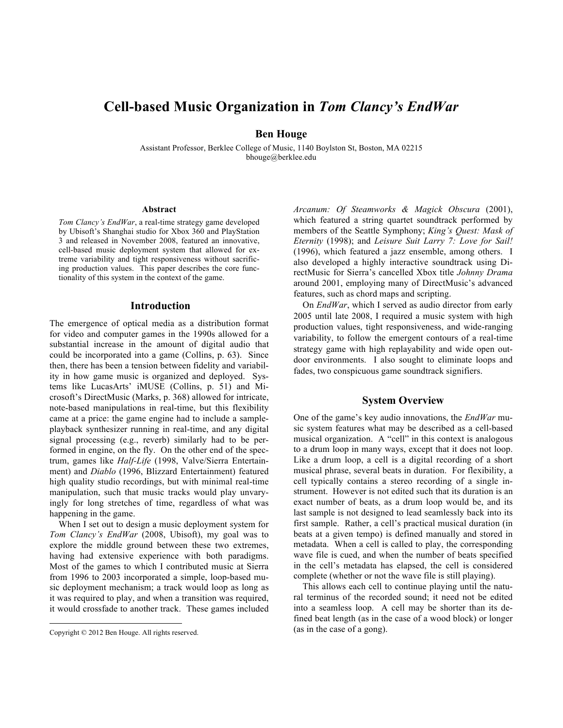# Cell-based Music Organization in *Tom Clancy's EndWar*

**Ben Houge**

Assistant Professor, Berklee College of Music, 1140 Boylston St, Boston, MA 02215
bhouge@berklee.edu

### Abstract

*Tom Clancy's EndWar*, a real-time strategy game developed by Ubisoft's Shanghai studio for Xbox 360 and PlayStation 3 and released in November 2008, featured an innovative, cell-based music deployment system that allowed for extreme variability and tight responsiveness without sacrificing production values. This paper describes the core functionality of this system in the context of the game.

## Introduction

The emergence of optical media as a distribution format for video and computer games in the 1990s allowed for a substantial increase in the amount of digital audio that could be incorporated into a game (Collins, p. 63). Since then, there has been a tension between fidelity and variability in how game music is organized and deployed. Systems like LucasArts' iMUSE (Collins, p. 51) and Microsoft's DirectMusic (Marks, p. 368) allowed for intricate, note-based manipulations in real-time, but this flexibility came at a price: the game engine had to include a sample-playback synthesizer running in real-time, and any digital signal processing (e.g., reverb) similarly had to be performed in engine, on the fly. On the other end of the spectrum, games like *Half-Life* (1998, Valve/Sierra Entertainment) and *Diablo* (1996, Blizzard Entertainment) featured high quality studio recordings, but with minimal real-time manipulation, such that music tracks would play unvaryingly for long stretches of time, regardless of what was happening in the game.

When I set out to design a music deployment system for *Tom Clancy's EndWar* (2008, Ubisoft), my goal was to explore the middle ground between these two extremes, having had extensive experience with both paradigms. Most of the games to which I contributed music at Sierra from 1996 to 2003 incorporated a simple, loop-based music deployment mechanism; a track would loop as long as it was required to play, and when a transition was required, it would crossfade to another track. These games included *Arcanum: Of Steamworks & Magick Obscura* (2001), which featured a string quartet soundtrack performed by members of the Seattle Symphony; *King's Quest: Mask of Eternity* (1998); and *Leisure Suit Larry 7: Love for Sail!* (1996), which featured a jazz ensemble, among others. I also developed a highly interactive soundtrack using DirectMusic for Sierra's cancelled Xbox title *Johnny Drama* around 2001, employing many of DirectMusic's advanced features, such as chord maps and scripting.

On *EndWar*, which I served as audio director from early 2005 until late 2008, I required a music system with high production values, tight responsiveness, and wide-ranging variability, to follow the emergent contours of a real-time strategy game with high replayability and wide open outdoor environments. I also sought to eliminate loops and fades, two conspicuous game soundtrack signifiers.

## System Overview

One of the game's key audio innovations, the *EndWar* music system features what may be described as a cell-based musical organization. A "cell" in this context is analogous to a drum loop in many ways, except that it does not loop. Like a drum loop, a cell is a digital recording of a short musical phrase, several beats in duration. For flexibility, a cell typically contains a stereo recording of a single instrument. However is not edited such that its duration is an exact number of beats, as a drum loop would be, and its last sample is not designed to lead seamlessly back into its first sample. Rather, a cell's practical musical duration (in beats at a given tempo) is defined manually and stored in metadata. When a cell is called to play, the corresponding wave file is cued, and when the number of beats specified in the cell's metadata has elapsed, the cell is considered complete (whether or not the wave file is still playing).

This allows each cell to continue playing until the natural terminus of the recorded sound; it need not be edited into a seamless loop. A cell may be shorter than its defined beat length (as in the case of a wood block) or longer (as in the case of a gong).

Copyright © 2012 Ben Houge. All rights reserved.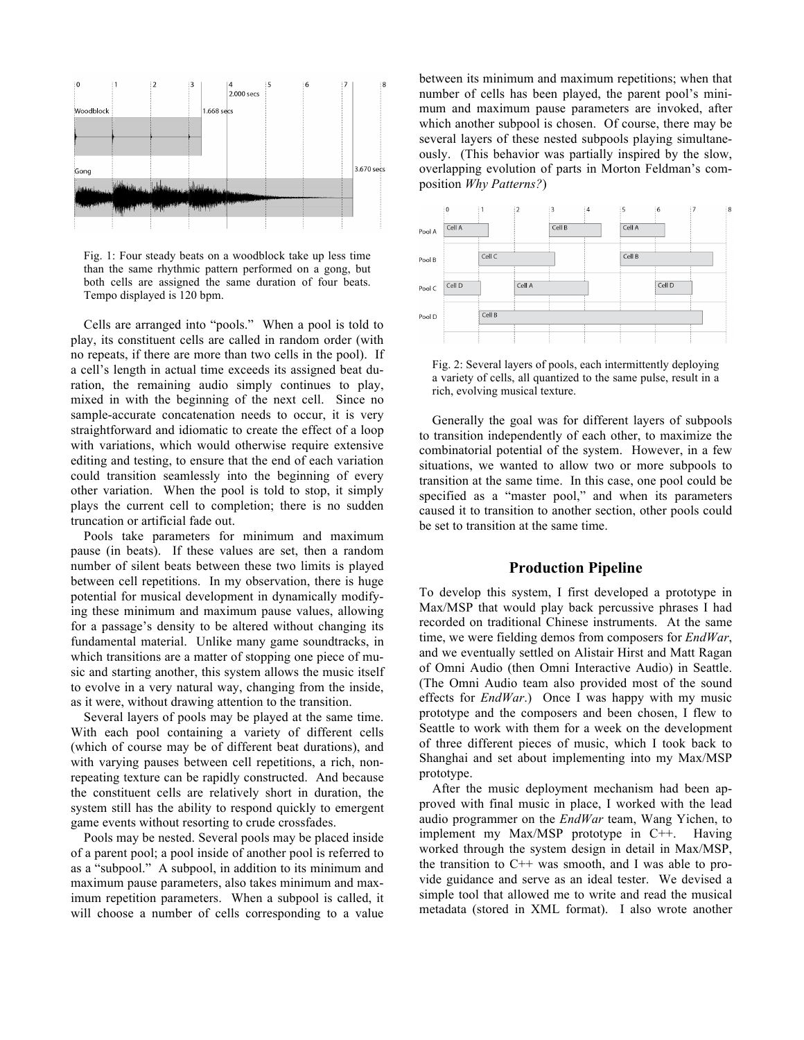Fig. 1: Four steady beats on a woodblock take up less time than the same rhythmic pattern performed on a gong, but both cells are assigned the same duration of four beats. Tempo displayed is 120 bpm.

Cells are arranged into "pools." When a pool is told to play, its constituent cells are called in random order (with no repeats, if there are more than two cells in the pool). If a cell's length in actual time exceeds its assigned beat duration, the remaining audio simply continues to play, mixed in with the beginning of the next cell. Since no sample-accurate concatenation needs to occur, it is very straightforward and idiomatic to create the effect of a loop with variations, which would otherwise require extensive editing and testing, to ensure that the end of each variation could transition seamlessly into the beginning of every other variation. When the pool is told to stop, it simply plays the current cell to completion; there is no sudden truncation or artificial fade out.

Pools take parameters for minimum and maximum pause (in beats). If these values are set, then a random number of silent beats between these two limits is played between cell repetitions. In my observation, there is huge potential for musical development in dynamically modifying these minimum and maximum pause values, allowing for a passage's density to be altered without changing its fundamental material. Unlike many game soundtracks, in which transitions are a matter of stopping one piece of music and starting another, this system allows the music itself to evolve in a very natural way, changing from the inside, as it were, without drawing attention to the transition.

Several layers of pools may be played at the same time. With each pool containing a variety of different cells (which of course may be of different beat durations), and with varying pauses between cell repetitions, a rich, non-repeating texture can be rapidly constructed. And because the constituent cells are relatively short in duration, the system still has the ability to respond quickly to emergent game events without resorting to crude crossfades.

Pools may be nested. Several pools may be placed inside of a parent pool; a pool inside of another pool is referred to as a "subpool." A subpool, in addition to its minimum and maximum pause parameters, also takes minimum and maximum repetition parameters. When a subpool is called, it will choose a number of cells corresponding to a value between its minimum and maximum repetitions; when that number of cells has been played, the parent pool's minimum and maximum pause parameters are invoked, after which another subpool is chosen. Of course, there may be several layers of these nested subpools playing simultaneously. (This behavior was partially inspired by the slow, overlapping evolution of parts in Morton Feldman's composition *Why Patterns?*)

Fig. 2: Several layers of pools, each intermittently deploying a variety of cells, all quantized to the same pulse, result in a rich, evolving musical texture.

Generally the goal was for different layers of subpools to transition independently of each other, to maximize the combinatorial potential of the system. However, in a few situations, we wanted to allow two or more subpools to transition at the same time. In this case, one pool could be specified as a "master pool," and when its parameters caused it to transition to another section, other pools could be set to transition at the same time.

## Production Pipeline

To develop this system, I first developed a prototype in Max/MSP that would play back percussive phrases I had recorded on traditional Chinese instruments. At the same time, we were fielding demos from composers for *EndWar*, and we eventually settled on Alistair Hirst and Matt Ragan of Omni Audio (then Omni Interactive Audio) in Seattle. (The Omni Audio team also provided most of the sound effects for *EndWar*.) Once I was happy with my music prototype and the composers and been chosen, I flew to Seattle to work with them for a week on the development of three different pieces of music, which I took back to Shanghai and set about implementing into my Max/MSP prototype.

After the music deployment mechanism had been approved with final music in place, I worked with the lead audio programmer on the *EndWar* team, Wang Yichen, to implement my Max/MSP prototype in C++. Having worked through the system design in detail in Max/MSP, the transition to C++ was smooth, and I was able to provide guidance and serve as an ideal tester. We devised a simple tool that allowed me to write and read the musical metadata (stored in XML format). I also wrote another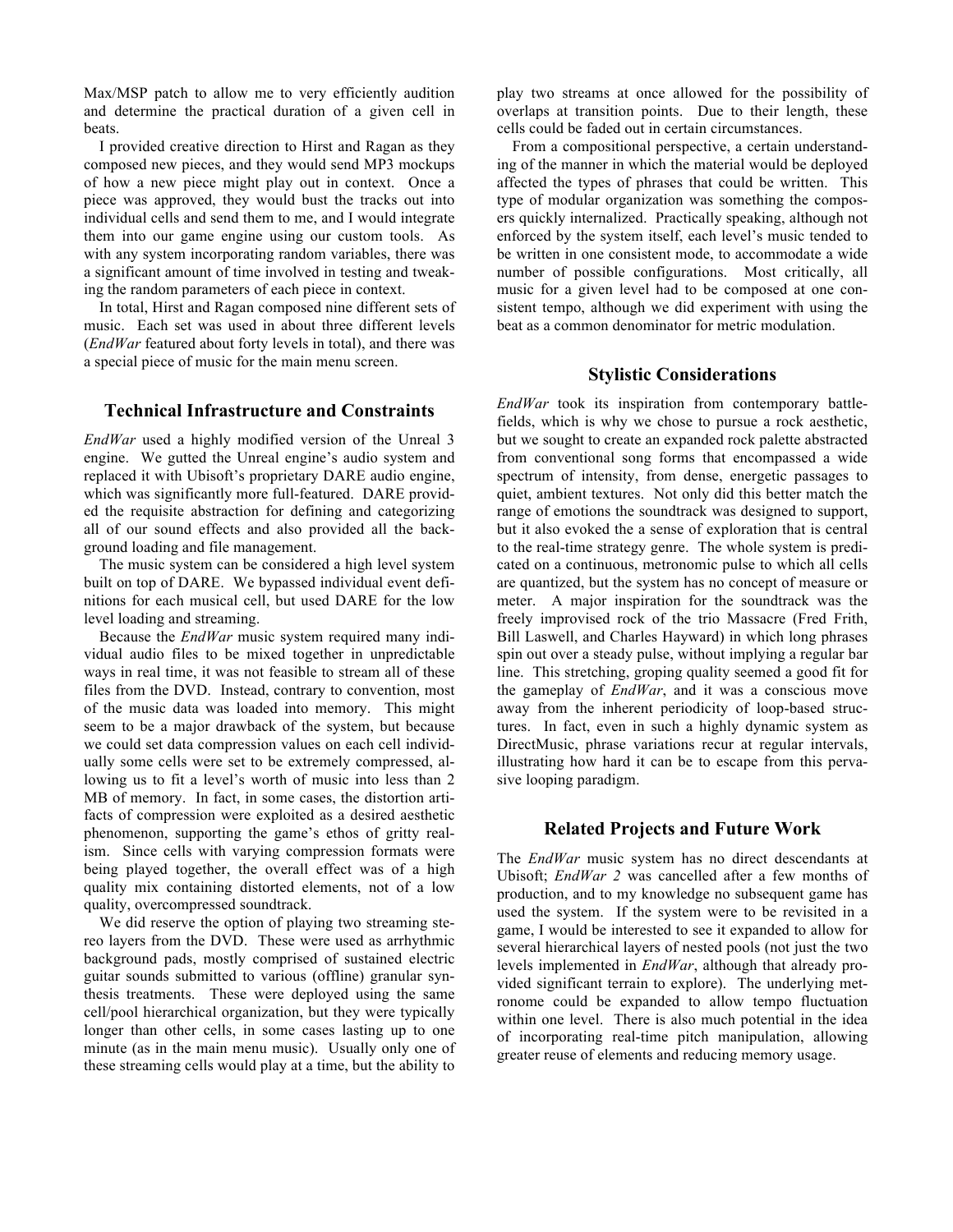Max/MSP patch to allow me to very efficiently audition and determine the practical duration of a given cell in beats.

I provided creative direction to Hirst and Ragan as they composed new pieces, and they would send MP3 mockups of how a new piece might play out in context. Once a piece was approved, they would bust the tracks out into individual cells and send them to me, and I would integrate them into our game engine using our custom tools. As with any system incorporating random variables, there was a significant amount of time involved in testing and tweaking the random parameters of each piece in context.

In total, Hirst and Ragan composed nine different sets of music. Each set was used in about three different levels (*EndWar* featured about forty levels in total), and there was a special piece of music for the main menu screen.

## Technical Infrastructure and Constraints

*EndWar* used a highly modified version of the Unreal 3 engine. We gutted the Unreal engine's audio system and replaced it with Ubisoft's proprietary DARE audio engine, which was significantly more full-featured. DARE provided the requisite abstraction for defining and categorizing all of our sound effects and also provided all the background loading and file management.

The music system can be considered a high level system built on top of DARE. We bypassed individual event definitions for each musical cell, but used DARE for the low level loading and streaming.

Because the *EndWar* music system required many individual audio files to be mixed together in unpredictable ways in real time, it was not feasible to stream all of these files from the DVD. Instead, contrary to convention, most of the music data was loaded into memory. This might seem to be a major drawback of the system, but because we could set data compression values on each cell individually some cells were set to be extremely compressed, allowing us to fit a level's worth of music into less than 2 MB of memory. In fact, in some cases, the distortion artifacts of compression were exploited as a desired aesthetic phenomenon, supporting the game's ethos of gritty realism. Since cells with varying compression formats were being played together, the overall effect was of a high quality mix containing distorted elements, not of a low quality, overcompressed soundtrack.

We did reserve the option of playing two streaming stereo layers from the DVD. These were used as arrhythmic background pads, mostly comprised of sustained electric guitar sounds submitted to various (offline) granular synthesis treatments. These were deployed using the same cell/pool hierarchical organization, but they were typically longer than other cells, in some cases lasting up to one minute (as in the main menu music). Usually only one of these streaming cells would play at a time, but the ability to play two streams at once allowed for the possibility of overlaps at transition points. Due to their length, these cells could be faded out in certain circumstances.

From a compositional perspective, a certain understanding of the manner in which the material would be deployed affected the types of phrases that could be written. This type of modular organization was something the composers quickly internalized. Practically speaking, although not enforced by the system itself, each level's music tended to be written in one consistent mode, to accommodate a wide number of possible configurations. Most critically, all music for a given level had to be composed at one consistent tempo, although we did experiment with using the beat as a common denominator for metric modulation.

## Stylistic Considerations

*EndWar* took its inspiration from contemporary battlefields, which is why we chose to pursue a rock aesthetic, but we sought to create an expanded rock palette abstracted from conventional song forms that encompassed a wide spectrum of intensity, from dense, energetic passages to quiet, ambient textures. Not only did this better match the range of emotions the soundtrack was designed to support, but it also evoked the a sense of exploration that is central to the real-time strategy genre. The whole system is predicated on a continuous, metronomic pulse to which all cells are quantized, but the system has no concept of measure or meter. A major inspiration for the soundtrack was the freely improvised rock of the trio Massacre (Fred Frith, Bill Laswell, and Charles Hayward) in which long phrases spin out over a steady pulse, without implying a regular bar line. This stretching, groping quality seemed a good fit for the gameplay of *EndWar*, and it was a conscious move away from the inherent periodicity of loop-based structures. In fact, even in such a highly dynamic system as DirectMusic, phrase variations recur at regular intervals, illustrating how hard it can be to escape from this pervasive looping paradigm.

## Related Projects and Future Work

The *EndWar* music system has no direct descendants at Ubisoft; *EndWar 2* was cancelled after a few months of production, and to my knowledge no subsequent game has used the system. If the system were to be revisited in a game, I would be interested to see it expanded to allow for several hierarchical layers of nested pools (not just the two levels implemented in *EndWar*, although that already provided significant terrain to explore). The underlying metronome could be expanded to allow tempo fluctuation within one level. There is also much potential in the idea of incorporating real-time pitch manipulation, allowing greater reuse of elements and reducing memory usage.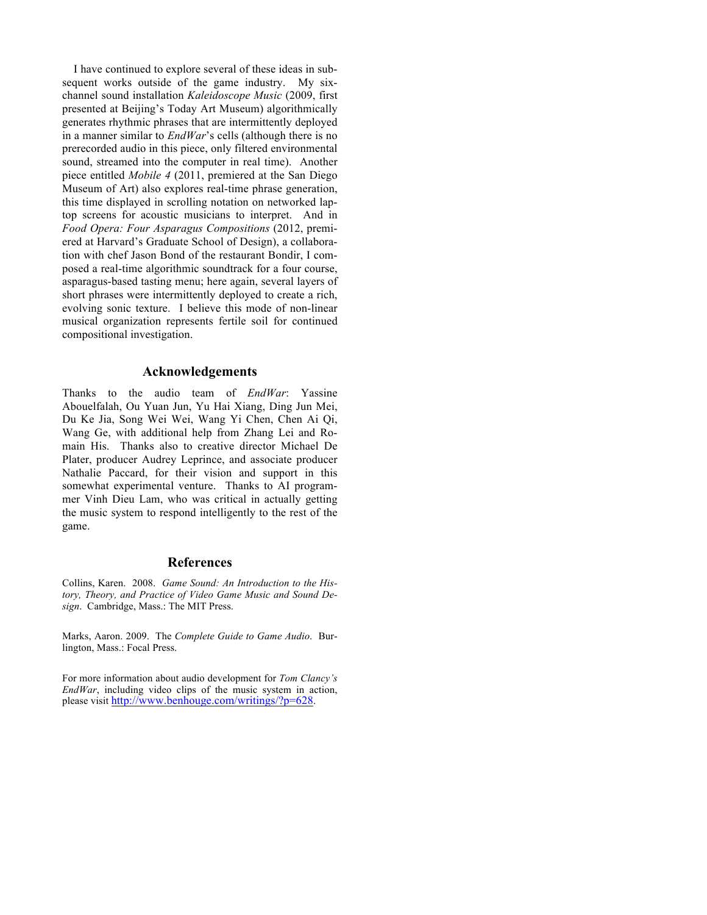I have continued to explore several of these ideas in subsequent works outside of the game industry. My six-channel sound installation *Kaleidoscope Music* (2009, first presented at Beijing's Today Art Museum) algorithmically generates rhythmic phrases that are intermittently deployed in a manner similar to *EndWar*'s cells (although there is no prerecorded audio in this piece, only filtered environmental sound, streamed into the computer in real time). Another piece entitled *Mobile 4* (2011, premiered at the San Diego Museum of Art) also explores real-time phrase generation, this time displayed in scrolling notation on networked laptop screens for acoustic musicians to interpret. And in *Food Opera: Four Asparagus Compositions* (2012, premiered at Harvard's Graduate School of Design), a collaboration with chef Jason Bond of the restaurant Bondir, I composed a real-time algorithmic soundtrack for a four course, asparagus-based tasting menu; here again, several layers of short phrases were intermittently deployed to create a rich, evolving sonic texture. I believe this mode of non-linear musical organization represents fertile soil for continued compositional investigation.

## Acknowledgements

Thanks to the audio team of *EndWar*: Yassine Abouelfalah, Ou Yuan Jun, Yu Hai Xiang, Ding Jun Mei, Du Ke Jia, Song Wei Wei, Wang Yi Chen, Chen Ai Qi, Wang Ge, with additional help from Zhang Lei and Romain His. Thanks also to creative director Michael De Plater, producer Audrey Leprince, and associate producer Nathalie Paccard, for their vision and support in this somewhat experimental venture. Thanks to AI programmer Vinh Dieu Lam, who was critical in actually getting the music system to respond intelligently to the rest of the game.

## References

Collins, Karen. 2008. *Game Sound: An Introduction to the History, Theory, and Practice of Video Game Music and Sound Design*. Cambridge, Mass.: The MIT Press.

Marks, Aaron. 2009. The *Complete Guide to Game Audio*. Burlington, Mass.: Focal Press.

For more information about audio development for *Tom Clancy's EndWar*, including video clips of the music system in action, please visit http://www.benhouge.com/writings/?p=628.